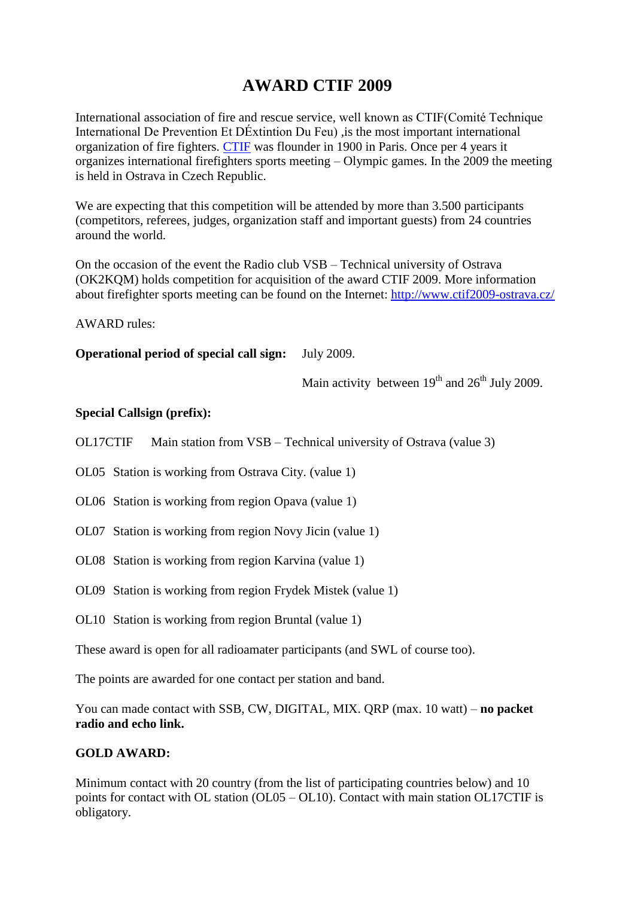# AWARD CTIF 2009

International association of fire and rescue service, well known as CTIF(Comité Technique International De Prevention Et DÉxtintion Du Feu) ,is the most important international organization of fire fighters. CTIF was flounder in 1900 in Paris. Once per 4 years it organizes international firefighters sports meeting – Olympic games. In the 2009 the meeting is held in Ostrava in Czech Republic.

We are expecting that this competition will be attended by more than 3.500 participants (competitors, referees, judges, organization staff and important guests) from 24 countries around the world.

On the occasion of the event the Radio club VSB – Technical university of Ostrava (OK2KQM) holds competition for acquisition of the award CTIF 2009. More information about firefighter sports meeting can be found on the Internet: http://www.ctif2009-ostrava.cz/

AWARD rules:

**Operational period of special call sign:** July 2009.

Main activity between 19th and 26th July 2009.

**Special Callsign (prefix):**

OL17CTIF Main station from VSB – Technical university of Ostrava (value 3)

OL05 Station is working from Ostrava City. (value 1)

OL06 Station is working from region Opava (value 1)

OL07 Station is working from region Novy Jicin (value 1)

OL08 Station is working from region Karvina (value 1)

OL09 Station is working from region Frydek Mistek (value 1)

OL10 Station is working from region Bruntal (value 1)

These award is open for all radioamater participants (and SWL of course too).

The points are awarded for one contact per station and band.

You can made contact with SSB, CW, DIGITAL, MIX. QRP (max. 10 watt) – **no packet radio and echo link.**

**GOLD AWARD:**

Minimum contact with 20 country (from the list of participating countries below) and 10 points for contact with OL station (OL05 – OL10). Contact with main station OL17CTIF is obligatory.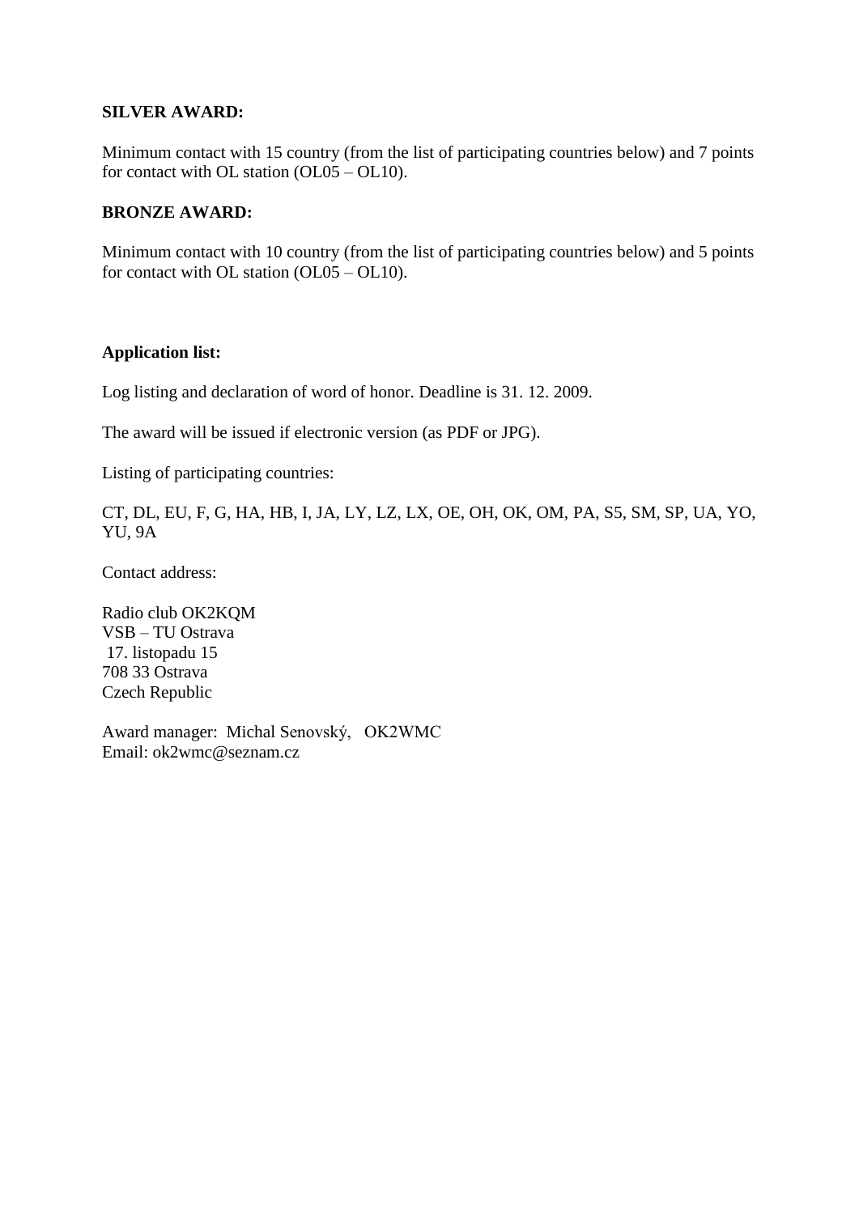**SILVER AWARD:**

Minimum contact with 15 country (from the list of participating countries below) and 7 points for contact with OL station (OL05 – OL10).

**BRONZE AWARD:**

Minimum contact with 10 country (from the list of participating countries below) and 5 points for contact with OL station (OL05 – OL10).

**Application list:**

Log listing and declaration of word of honor. Deadline is 31. 12. 2009.

The award will be issued if electronic version (as PDF or JPG).

Listing of participating countries:

CT, DL, EU, F, G, HA, HB, I, JA, LY, LZ, LX, OE, OH, OK, OM, PA, S5, SM, SP, UA, YO, YU, 9A

Contact address:

Radio club OK2KQM
VSB – TU Ostrava
17. listopadu 15
708 33 Ostrava
Czech Republic

Award manager: Michal Senovský, OK2WMC
Email: ok2wmc@seznam.cz